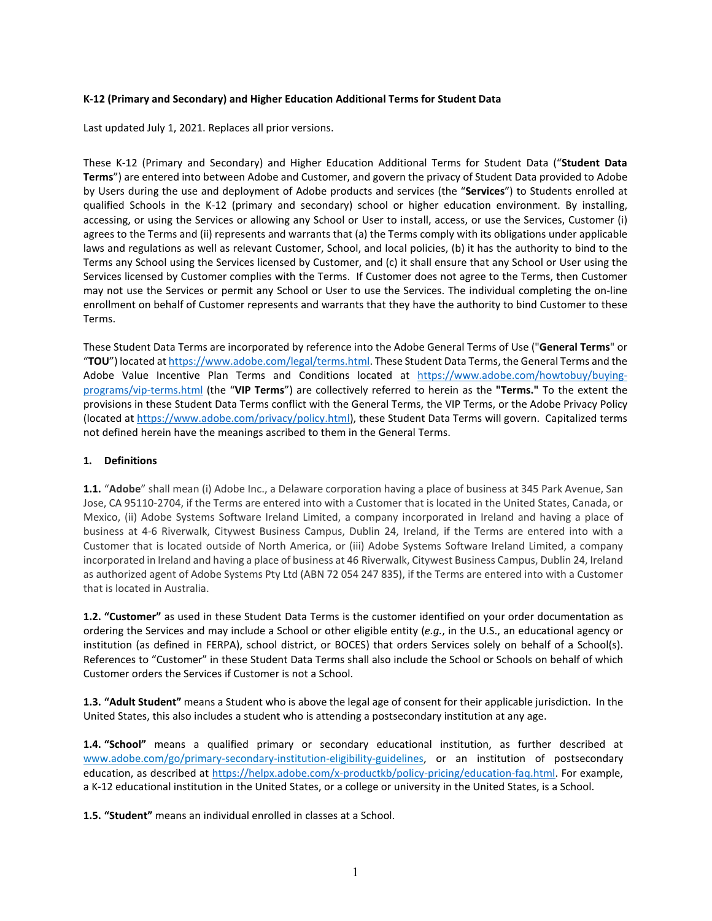**K-12 (Primary and Secondary) and Higher Education Additional Terms for Student Data**

Last updated July 1, 2021. Replaces all prior versions.

These K-12 (Primary and Secondary) and Higher Education Additional Terms for Student Data ("**Student Data Terms**") are entered into between Adobe and Customer, and govern the privacy of Student Data provided to Adobe by Users during the use and deployment of Adobe products and services (the "**Services**") to Students enrolled at qualified Schools in the K-12 (primary and secondary) school or higher education environment. By installing, accessing, or using the Services or allowing any School or User to install, access, or use the Services, Customer (i) agrees to the Terms and (ii) represents and warrants that (a) the Terms comply with its obligations under applicable laws and regulations as well as relevant Customer, School, and local policies, (b) it has the authority to bind to the Terms any School using the Services licensed by Customer, and (c) it shall ensure that any School or User using the Services licensed by Customer complies with the Terms. If Customer does not agree to the Terms, then Customer may not use the Services or permit any School or User to use the Services. The individual completing the on-line enrollment on behalf of Customer represents and warrants that they have the authority to bind Customer to these Terms.

These Student Data Terms are incorporated by reference into the Adobe General Terms of Use ("**General Terms**" or "**TOU**") located at https://www.adobe.com/legal/terms.html. These Student Data Terms, the General Terms and the Adobe Value Incentive Plan Terms and Conditions located at https://www.adobe.com/howtobuy/buying-programs/vip-terms.html (the "**VIP Terms**") are collectively referred to herein as the **"Terms."** To the extent the provisions in these Student Data Terms conflict with the General Terms, the VIP Terms, or the Adobe Privacy Policy (located at https://www.adobe.com/privacy/policy.html), these Student Data Terms will govern. Capitalized terms not defined herein have the meanings ascribed to them in the General Terms.

## 1. Definitions

**1.1.** "**Adobe**" shall mean (i) Adobe Inc., a Delaware corporation having a place of business at 345 Park Avenue, San Jose, CA 95110-2704, if the Terms are entered into with a Customer that is located in the United States, Canada, or Mexico, (ii) Adobe Systems Software Ireland Limited, a company incorporated in Ireland and having a place of business at 4-6 Riverwalk, Citywest Business Campus, Dublin 24, Ireland, if the Terms are entered into with a Customer that is located outside of North America, or (iii) Adobe Systems Software Ireland Limited, a company incorporated in Ireland and having a place of business at 46 Riverwalk, Citywest Business Campus, Dublin 24, Ireland as authorized agent of Adobe Systems Pty Ltd (ABN 72 054 247 835), if the Terms are entered into with a Customer that is located in Australia.

**1.2. "Customer"** as used in these Student Data Terms is the customer identified on your order documentation as ordering the Services and may include a School or other eligible entity (*e.g.*, in the U.S., an educational agency or institution (as defined in FERPA), school district, or BOCES) that orders Services solely on behalf of a School(s). References to "Customer" in these Student Data Terms shall also include the School or Schools on behalf of which Customer orders the Services if Customer is not a School.

**1.3. "Adult Student"** means a Student who is above the legal age of consent for their applicable jurisdiction. In the United States, this also includes a student who is attending a postsecondary institution at any age.

**1.4. "School"** means a qualified primary or secondary educational institution, as further described at www.adobe.com/go/primary-secondary-institution-eligibility-guidelines, or an institution of postsecondary education, as described at https://helpx.adobe.com/x-productkb/policy-pricing/education-faq.html. For example, a K-12 educational institution in the United States, or a college or university in the United States, is a School.

**1.5. "Student"** means an individual enrolled in classes at a School.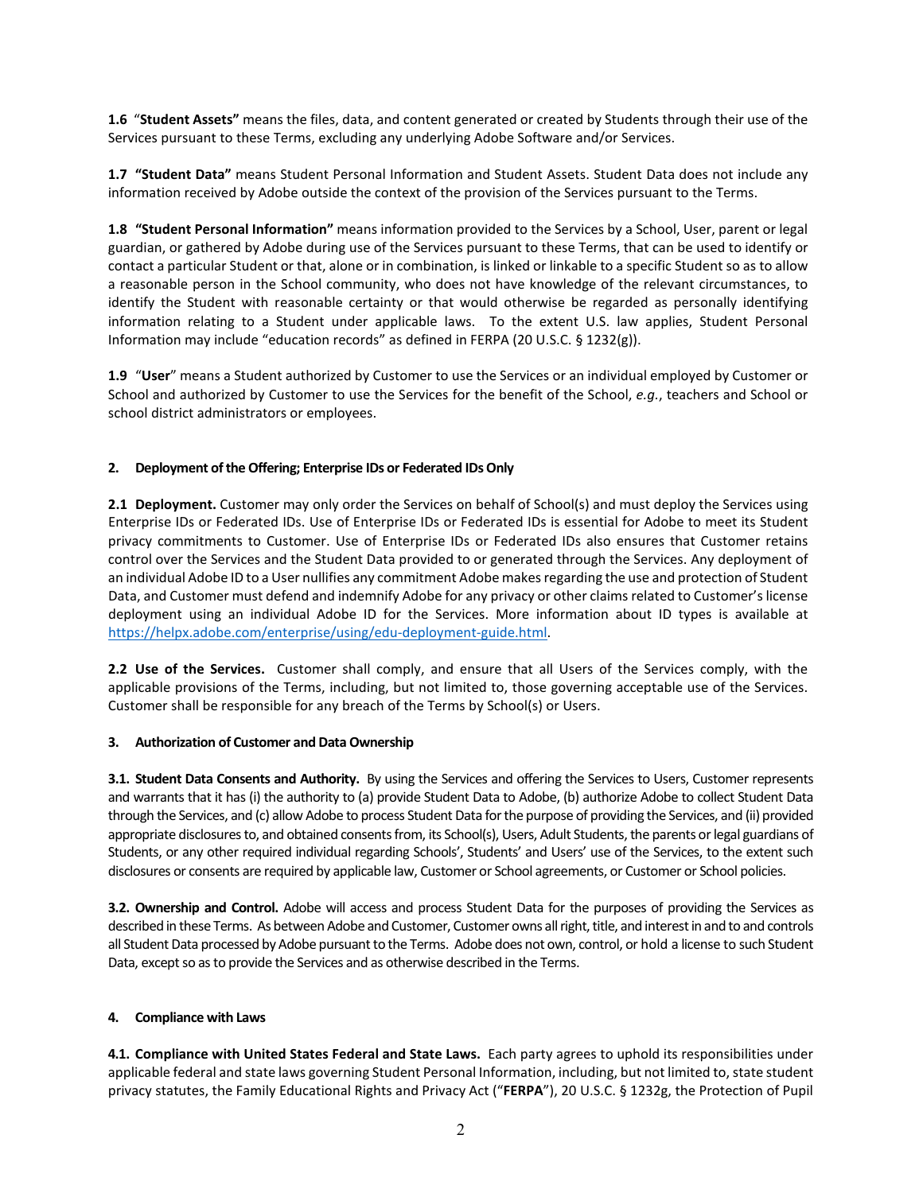**1.6** "**Student Assets"** means the files, data, and content generated or created by Students through their use of the Services pursuant to these Terms, excluding any underlying Adobe Software and/or Services.

**1.7 "Student Data"** means Student Personal Information and Student Assets. Student Data does not include any information received by Adobe outside the context of the provision of the Services pursuant to the Terms.

**1.8 "Student Personal Information"** means information provided to the Services by a School, User, parent or legal guardian, or gathered by Adobe during use of the Services pursuant to these Terms, that can be used to identify or contact a particular Student or that, alone or in combination, is linked or linkable to a specific Student so as to allow a reasonable person in the School community, who does not have knowledge of the relevant circumstances, to identify the Student with reasonable certainty or that would otherwise be regarded as personally identifying information relating to a Student under applicable laws. To the extent U.S. law applies, Student Personal Information may include "education records" as defined in FERPA (20 U.S.C. § 1232(g)).

**1.9** "**User**" means a Student authorized by Customer to use the Services or an individual employed by Customer or School and authorized by Customer to use the Services for the benefit of the School, *e.g.*, teachers and School or school district administrators or employees.

**2. Deployment of the Offering; Enterprise IDs or Federated IDs Only**

**2.1 Deployment.** Customer may only order the Services on behalf of School(s) and must deploy the Services using Enterprise IDs or Federated IDs. Use of Enterprise IDs or Federated IDs is essential for Adobe to meet its Student privacy commitments to Customer. Use of Enterprise IDs or Federated IDs also ensures that Customer retains control over the Services and the Student Data provided to or generated through the Services. Any deployment of an individual Adobe ID to a User nullifies any commitment Adobe makes regarding the use and protection of Student Data, and Customer must defend and indemnify Adobe for any privacy or other claims related to Customer's license deployment using an individual Adobe ID for the Services. More information about ID types is available at https://helpx.adobe.com/enterprise/using/edu-deployment-guide.html.

**2.2 Use of the Services.** Customer shall comply, and ensure that all Users of the Services comply, with the applicable provisions of the Terms, including, but not limited to, those governing acceptable use of the Services. Customer shall be responsible for any breach of the Terms by School(s) or Users.

**3. Authorization of Customer and Data Ownership**

**3.1. Student Data Consents and Authority.** By using the Services and offering the Services to Users, Customer represents and warrants that it has (i) the authority to (a) provide Student Data to Adobe, (b) authorize Adobe to collect Student Data through the Services, and (c) allow Adobe to process Student Data for the purpose of providing the Services, and (ii) provided appropriate disclosures to, and obtained consents from, its School(s), Users, Adult Students, the parents or legal guardians of Students, or any other required individual regarding Schools', Students' and Users' use of the Services, to the extent such disclosures or consents are required by applicable law, Customer or School agreements, or Customer or School policies.

**3.2. Ownership and Control.** Adobe will access and process Student Data for the purposes of providing the Services as described in these Terms. As between Adobe and Customer, Customer owns all right, title, and interest in and to and controls all Student Data processed by Adobe pursuant to the Terms. Adobe does not own, control, or hold a license to such Student Data, except so as to provide the Services and as otherwise described in the Terms.

**4. Compliance with Laws**

**4.1. Compliance with United States Federal and State Laws.** Each party agrees to uphold its responsibilities under applicable federal and state laws governing Student Personal Information, including, but not limited to, state student privacy statutes, the Family Educational Rights and Privacy Act ("**FERPA**"), 20 U.S.C. § 1232g, the Protection of Pupil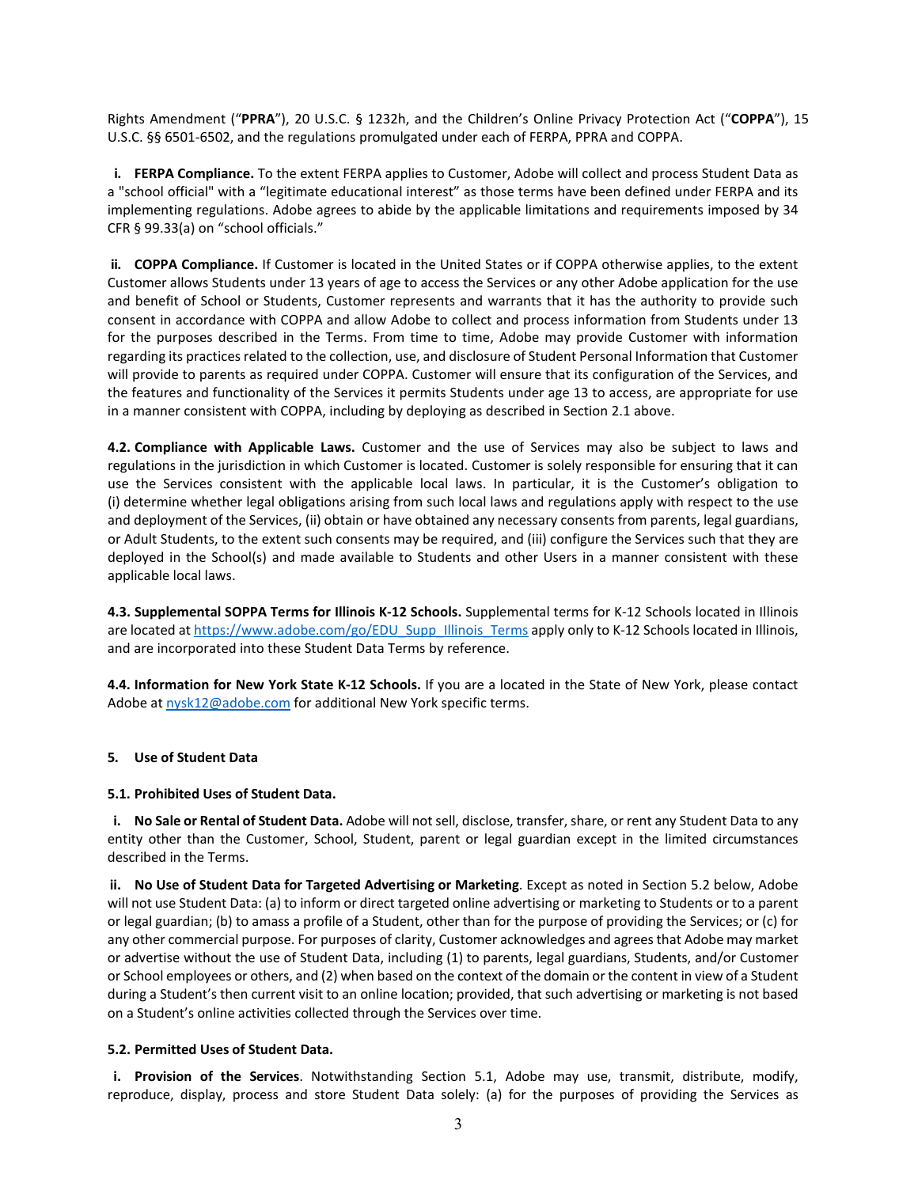Rights Amendment ("**PPRA**"), 20 U.S.C. § 1232h, and the Children's Online Privacy Protection Act ("**COPPA**"), 15 U.S.C. §§ 6501-6502, and the regulations promulgated under each of FERPA, PPRA and COPPA.

**i. FERPA Compliance.** To the extent FERPA applies to Customer, Adobe will collect and process Student Data as a "school official" with a "legitimate educational interest" as those terms have been defined under FERPA and its implementing regulations. Adobe agrees to abide by the applicable limitations and requirements imposed by 34 CFR § 99.33(a) on "school officials."

**ii. COPPA Compliance.** If Customer is located in the United States or if COPPA otherwise applies, to the extent Customer allows Students under 13 years of age to access the Services or any other Adobe application for the use and benefit of School or Students, Customer represents and warrants that it has the authority to provide such consent in accordance with COPPA and allow Adobe to collect and process information from Students under 13 for the purposes described in the Terms. From time to time, Adobe may provide Customer with information regarding its practices related to the collection, use, and disclosure of Student Personal Information that Customer will provide to parents as required under COPPA. Customer will ensure that its configuration of the Services, and the features and functionality of the Services it permits Students under age 13 to access, are appropriate for use in a manner consistent with COPPA, including by deploying as described in Section 2.1 above.

**4.2. Compliance with Applicable Laws.** Customer and the use of Services may also be subject to laws and regulations in the jurisdiction in which Customer is located. Customer is solely responsible for ensuring that it can use the Services consistent with the applicable local laws. In particular, it is the Customer's obligation to (i) determine whether legal obligations arising from such local laws and regulations apply with respect to the use and deployment of the Services, (ii) obtain or have obtained any necessary consents from parents, legal guardians, or Adult Students, to the extent such consents may be required, and (iii) configure the Services such that they are deployed in the School(s) and made available to Students and other Users in a manner consistent with these applicable local laws.

**4.3. Supplemental SOPPA Terms for Illinois K-12 Schools.** Supplemental terms for K-12 Schools located in Illinois are located at https://www.adobe.com/go/EDU_Supp_Illinois_Terms apply only to K-12 Schools located in Illinois, and are incorporated into these Student Data Terms by reference.

**4.4. Information for New York State K-12 Schools.** If you are a located in the State of New York, please contact Adobe at nysk12@adobe.com for additional New York specific terms.

## 5. Use of Student Data

### 5.1. Prohibited Uses of Student Data.

**i. No Sale or Rental of Student Data.** Adobe will not sell, disclose, transfer, share, or rent any Student Data to any entity other than the Customer, School, Student, parent or legal guardian except in the limited circumstances described in the Terms.

**ii. No Use of Student Data for Targeted Advertising or Marketing**. Except as noted in Section 5.2 below, Adobe will not use Student Data: (a) to inform or direct targeted online advertising or marketing to Students or to a parent or legal guardian; (b) to amass a profile of a Student, other than for the purpose of providing the Services; or (c) for any other commercial purpose. For purposes of clarity, Customer acknowledges and agrees that Adobe may market or advertise without the use of Student Data, including (1) to parents, legal guardians, Students, and/or Customer or School employees or others, and (2) when based on the context of the domain or the content in view of a Student during a Student's then current visit to an online location; provided, that such advertising or marketing is not based on a Student's online activities collected through the Services over time.

### 5.2. Permitted Uses of Student Data.

**i. Provision of the Services**. Notwithstanding Section 5.1, Adobe may use, transmit, distribute, modify, reproduce, display, process and store Student Data solely: (a) for the purposes of providing the Services as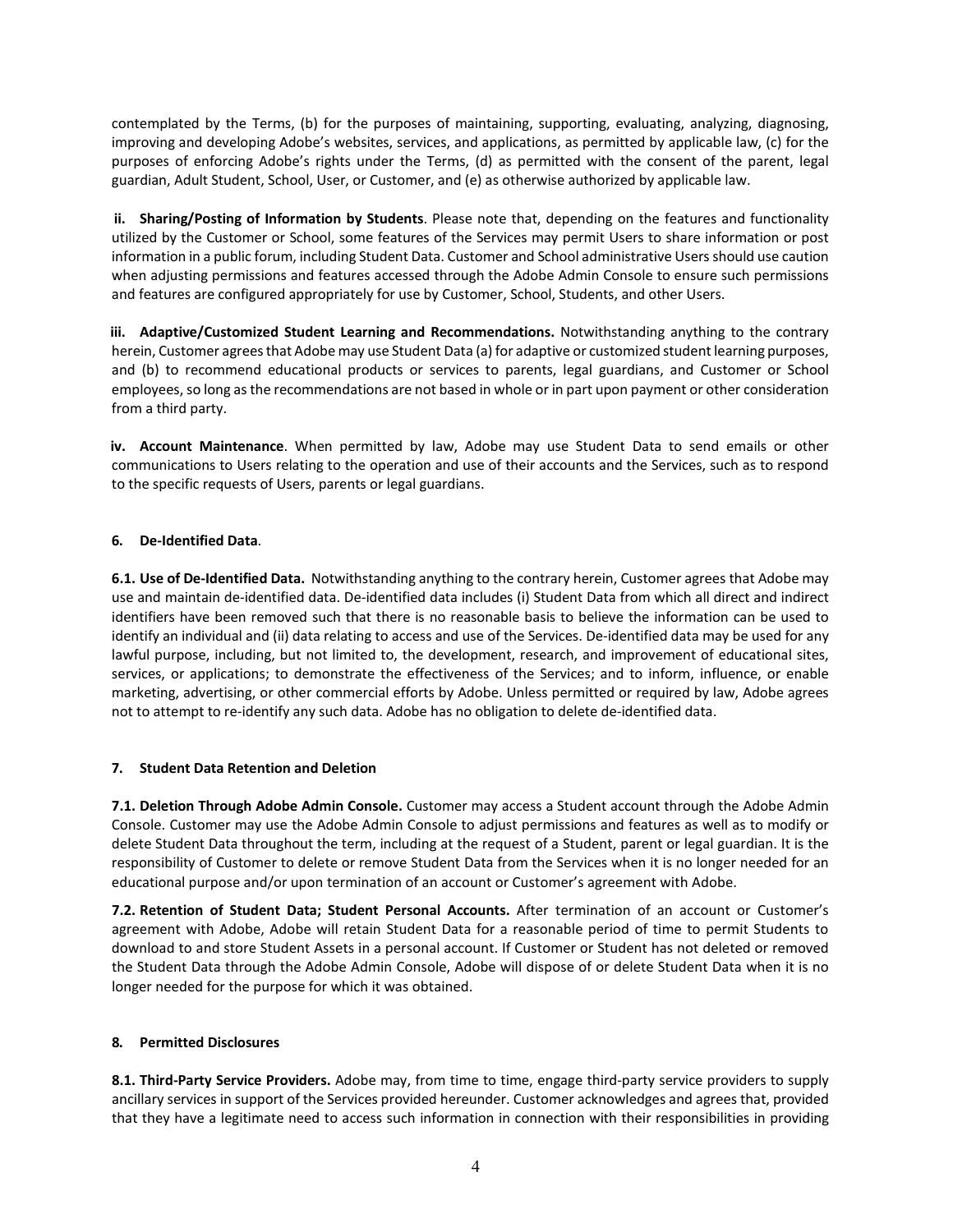contemplated by the Terms, (b) for the purposes of maintaining, supporting, evaluating, analyzing, diagnosing, improving and developing Adobe's websites, services, and applications, as permitted by applicable law, (c) for the purposes of enforcing Adobe's rights under the Terms, (d) as permitted with the consent of the parent, legal guardian, Adult Student, School, User, or Customer, and (e) as otherwise authorized by applicable law.

**ii. Sharing/Posting of Information by Students**. Please note that, depending on the features and functionality utilized by the Customer or School, some features of the Services may permit Users to share information or post information in a public forum, including Student Data. Customer and School administrative Users should use caution when adjusting permissions and features accessed through the Adobe Admin Console to ensure such permissions and features are configured appropriately for use by Customer, School, Students, and other Users.

**iii. Adaptive/Customized Student Learning and Recommendations.** Notwithstanding anything to the contrary herein, Customer agrees that Adobe may use Student Data (a) for adaptive or customized student learning purposes, and (b) to recommend educational products or services to parents, legal guardians, and Customer or School employees, so long as the recommendations are not based in whole or in part upon payment or other consideration from a third party.

**iv. Account Maintenance**. When permitted by law, Adobe may use Student Data to send emails or other communications to Users relating to the operation and use of their accounts and the Services, such as to respond to the specific requests of Users, parents or legal guardians.

**6. De-Identified Data**.

**6.1. Use of De-Identified Data.** Notwithstanding anything to the contrary herein, Customer agrees that Adobe may use and maintain de-identified data. De-identified data includes (i) Student Data from which all direct and indirect identifiers have been removed such that there is no reasonable basis to believe the information can be used to identify an individual and (ii) data relating to access and use of the Services. De-identified data may be used for any lawful purpose, including, but not limited to, the development, research, and improvement of educational sites, services, or applications; to demonstrate the effectiveness of the Services; and to inform, influence, or enable marketing, advertising, or other commercial efforts by Adobe. Unless permitted or required by law, Adobe agrees not to attempt to re-identify any such data. Adobe has no obligation to delete de-identified data.

**7. Student Data Retention and Deletion**

**7.1. Deletion Through Adobe Admin Console.** Customer may access a Student account through the Adobe Admin Console. Customer may use the Adobe Admin Console to adjust permissions and features as well as to modify or delete Student Data throughout the term, including at the request of a Student, parent or legal guardian. It is the responsibility of Customer to delete or remove Student Data from the Services when it is no longer needed for an educational purpose and/or upon termination of an account or Customer's agreement with Adobe.

**7.2. Retention of Student Data; Student Personal Accounts.** After termination of an account or Customer's agreement with Adobe, Adobe will retain Student Data for a reasonable period of time to permit Students to download to and store Student Assets in a personal account. If Customer or Student has not deleted or removed the Student Data through the Adobe Admin Console, Adobe will dispose of or delete Student Data when it is no longer needed for the purpose for which it was obtained.

**8. Permitted Disclosures**

**8.1. Third-Party Service Providers.** Adobe may, from time to time, engage third-party service providers to supply ancillary services in support of the Services provided hereunder. Customer acknowledges and agrees that, provided that they have a legitimate need to access such information in connection with their responsibilities in providing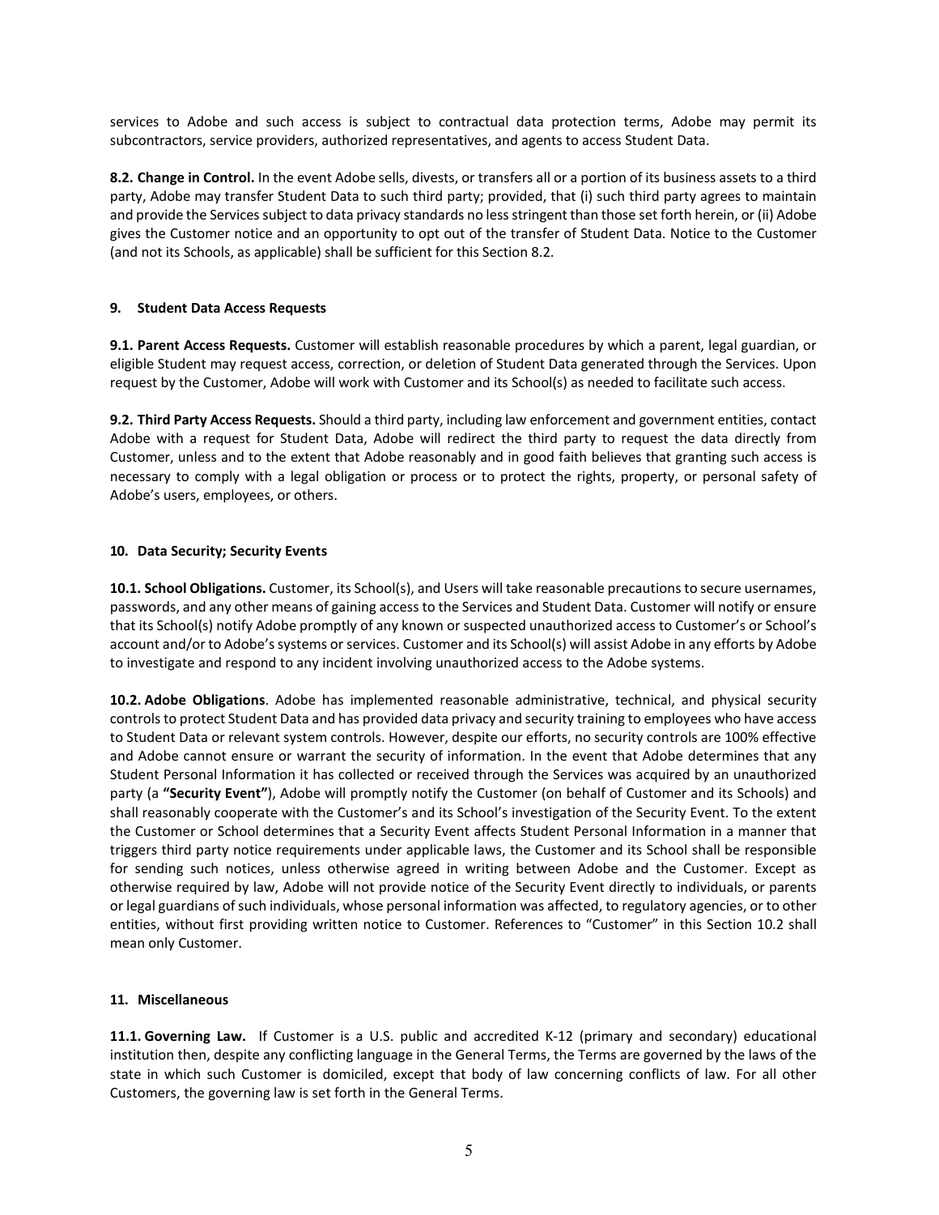services to Adobe and such access is subject to contractual data protection terms, Adobe may permit its subcontractors, service providers, authorized representatives, and agents to access Student Data.

**8.2. Change in Control.** In the event Adobe sells, divests, or transfers all or a portion of its business assets to a third party, Adobe may transfer Student Data to such third party; provided, that (i) such third party agrees to maintain and provide the Services subject to data privacy standards no less stringent than those set forth herein, or (ii) Adobe gives the Customer notice and an opportunity to opt out of the transfer of Student Data. Notice to the Customer (and not its Schools, as applicable) shall be sufficient for this Section 8.2.

### 9. Student Data Access Requests

**9.1. Parent Access Requests.** Customer will establish reasonable procedures by which a parent, legal guardian, or eligible Student may request access, correction, or deletion of Student Data generated through the Services. Upon request by the Customer, Adobe will work with Customer and its School(s) as needed to facilitate such access.

**9.2. Third Party Access Requests.** Should a third party, including law enforcement and government entities, contact Adobe with a request for Student Data, Adobe will redirect the third party to request the data directly from Customer, unless and to the extent that Adobe reasonably and in good faith believes that granting such access is necessary to comply with a legal obligation or process or to protect the rights, property, or personal safety of Adobe's users, employees, or others.

### 10. Data Security; Security Events

**10.1. School Obligations.** Customer, its School(s), and Users will take reasonable precautions to secure usernames, passwords, and any other means of gaining access to the Services and Student Data. Customer will notify or ensure that its School(s) notify Adobe promptly of any known or suspected unauthorized access to Customer's or School's account and/or to Adobe's systems or services. Customer and its School(s) will assist Adobe in any efforts by Adobe to investigate and respond to any incident involving unauthorized access to the Adobe systems.

**10.2. Adobe Obligations**. Adobe has implemented reasonable administrative, technical, and physical security controls to protect Student Data and has provided data privacy and security training to employees who have access to Student Data or relevant system controls. However, despite our efforts, no security controls are 100% effective and Adobe cannot ensure or warrant the security of information. In the event that Adobe determines that any Student Personal Information it has collected or received through the Services was acquired by an unauthorized party (a **"Security Event"**), Adobe will promptly notify the Customer (on behalf of Customer and its Schools) and shall reasonably cooperate with the Customer's and its School's investigation of the Security Event. To the extent the Customer or School determines that a Security Event affects Student Personal Information in a manner that triggers third party notice requirements under applicable laws, the Customer and its School shall be responsible for sending such notices, unless otherwise agreed in writing between Adobe and the Customer. Except as otherwise required by law, Adobe will not provide notice of the Security Event directly to individuals, or parents or legal guardians of such individuals, whose personal information was affected, to regulatory agencies, or to other entities, without first providing written notice to Customer. References to "Customer" in this Section 10.2 shall mean only Customer.

### 11. Miscellaneous

**11.1. Governing Law.** If Customer is a U.S. public and accredited K-12 (primary and secondary) educational institution then, despite any conflicting language in the General Terms, the Terms are governed by the laws of the state in which such Customer is domiciled, except that body of law concerning conflicts of law. For all other Customers, the governing law is set forth in the General Terms.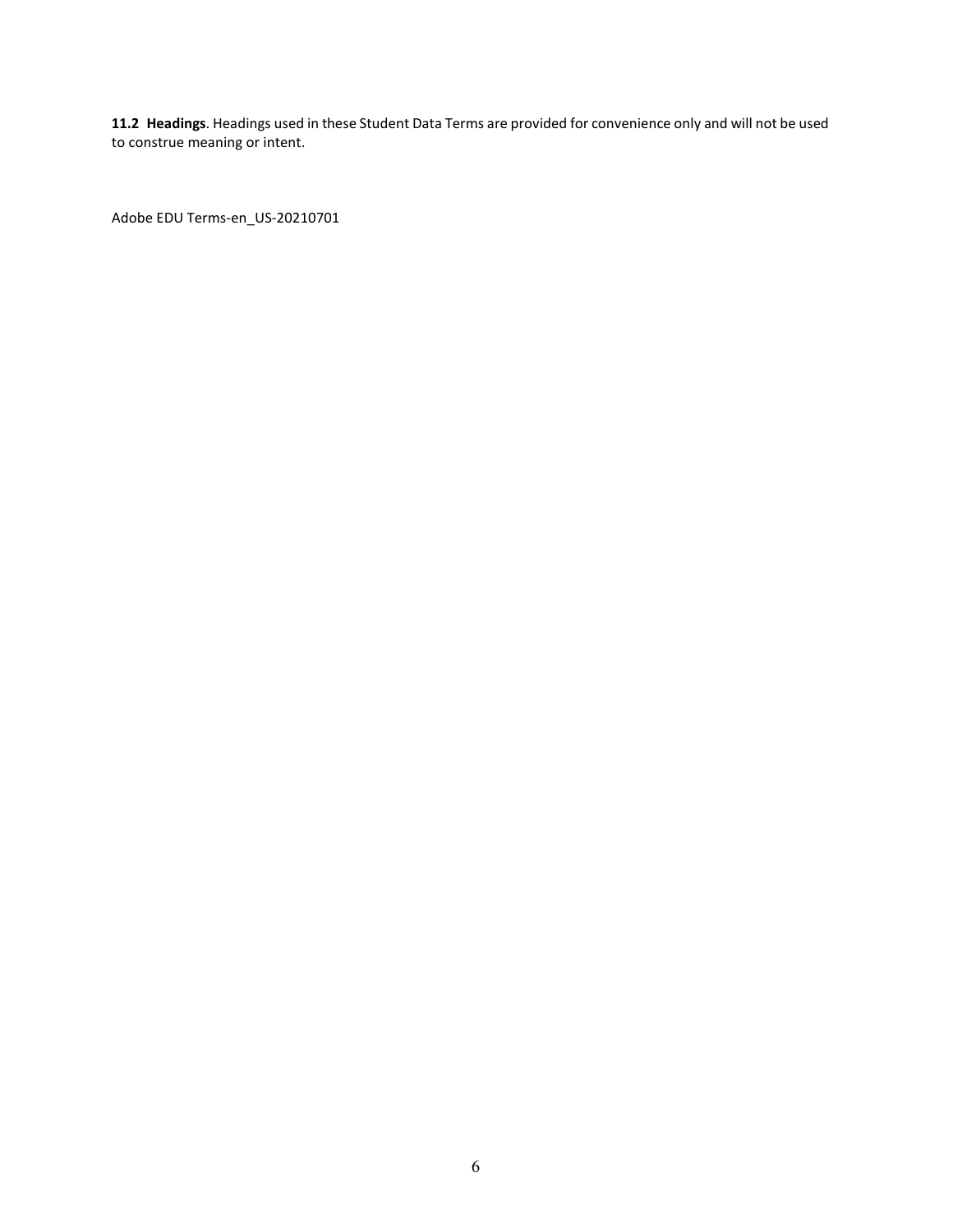**11.2 Headings**. Headings used in these Student Data Terms are provided for convenience only and will not be used to construe meaning or intent.

Adobe EDU Terms-en_US-20210701